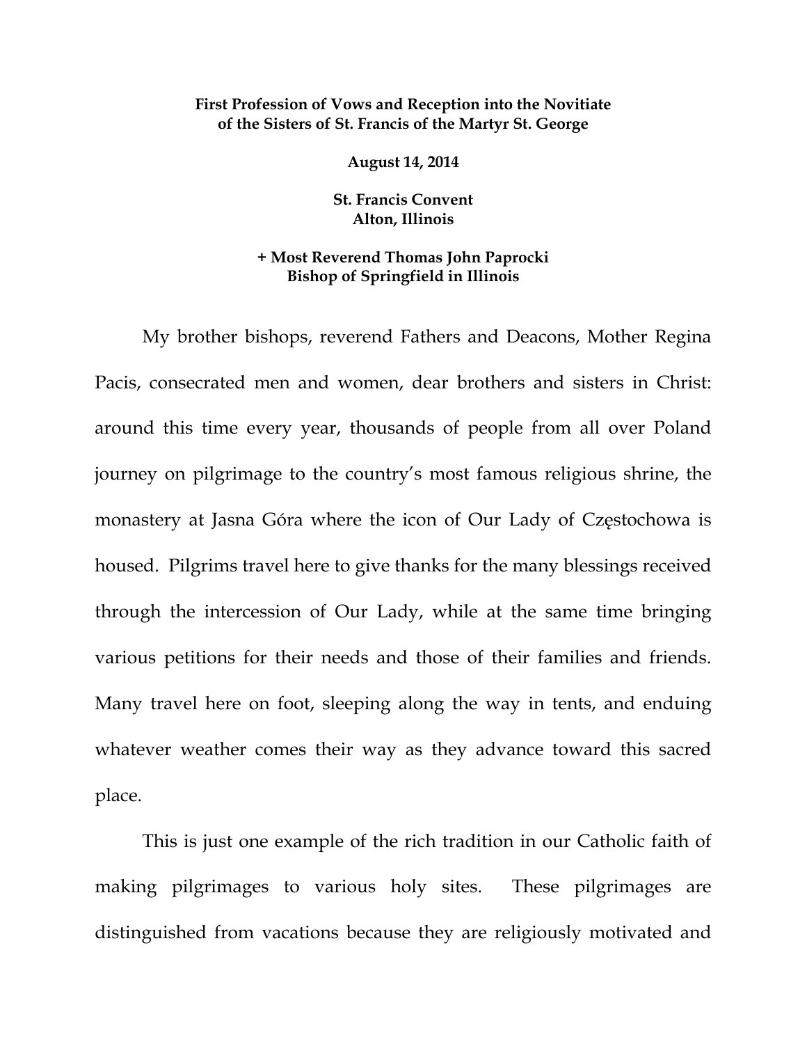**First Profession of Vows and Reception into the Novitiate of the Sisters of St. Francis of the Martyr St. George**

**August 14, 2014**

**St. Francis Convent**
**Alton, Illinois**

**+ Most Reverend Thomas John Paprocki**
**Bishop of Springfield in Illinois**

My brother bishops, reverend Fathers and Deacons, Mother Regina Pacis, consecrated men and women, dear brothers and sisters in Christ: around this time every year, thousands of people from all over Poland journey on pilgrimage to the country's most famous religious shrine, the monastery at Jasna Góra where the icon of Our Lady of Częstochowa is housed. Pilgrims travel here to give thanks for the many blessings received through the intercession of Our Lady, while at the same time bringing various petitions for their needs and those of their families and friends. Many travel here on foot, sleeping along the way in tents, and enduing whatever weather comes their way as they advance toward this sacred place.

This is just one example of the rich tradition in our Catholic faith of making pilgrimages to various holy sites. These pilgrimages are distinguished from vacations because they are religiously motivated and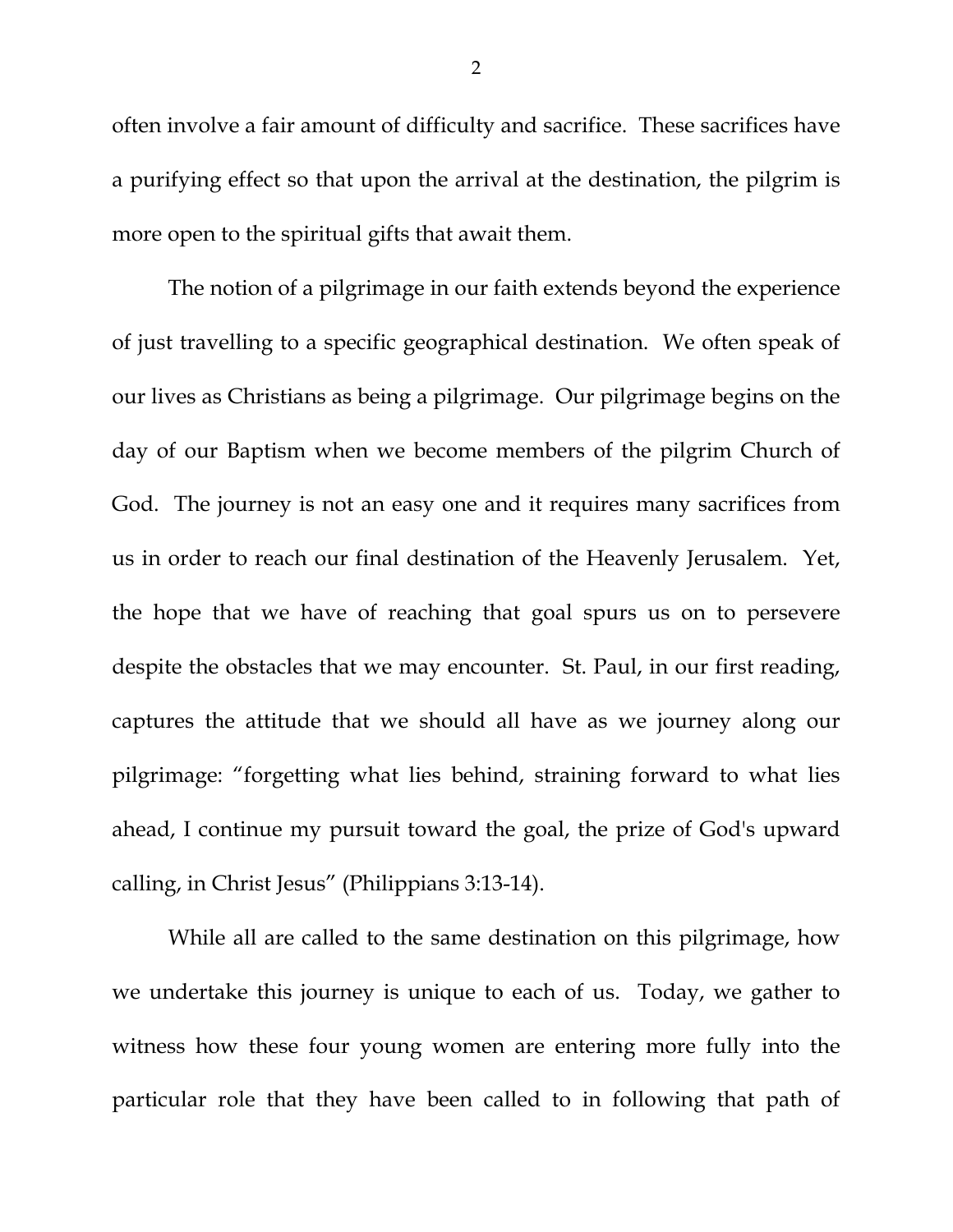often involve a fair amount of difficulty and sacrifice. These sacrifices have a purifying effect so that upon the arrival at the destination, the pilgrim is more open to the spiritual gifts that await them.

The notion of a pilgrimage in our faith extends beyond the experience of just travelling to a specific geographical destination. We often speak of our lives as Christians as being a pilgrimage. Our pilgrimage begins on the day of our Baptism when we become members of the pilgrim Church of God. The journey is not an easy one and it requires many sacrifices from us in order to reach our final destination of the Heavenly Jerusalem. Yet, the hope that we have of reaching that goal spurs us on to persevere despite the obstacles that we may encounter. St. Paul, in our first reading, captures the attitude that we should all have as we journey along our pilgrimage: "forgetting what lies behind, straining forward to what lies ahead, I continue my pursuit toward the goal, the prize of God's upward calling, in Christ Jesus" (Philippians 3:13-14).

While all are called to the same destination on this pilgrimage, how we undertake this journey is unique to each of us. Today, we gather to witness how these four young women are entering more fully into the particular role that they have been called to in following that path of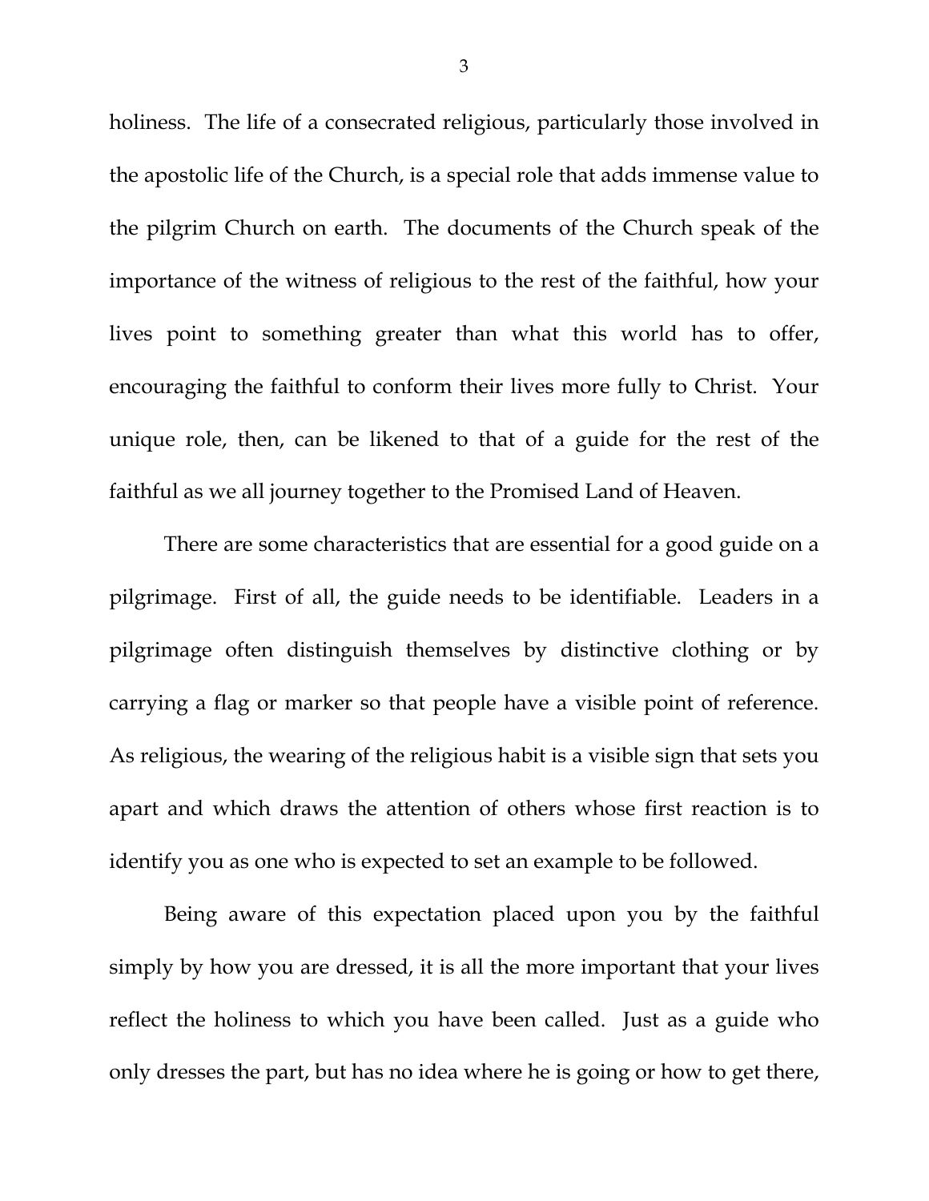holiness. The life of a consecrated religious, particularly those involved in the apostolic life of the Church, is a special role that adds immense value to the pilgrim Church on earth. The documents of the Church speak of the importance of the witness of religious to the rest of the faithful, how your lives point to something greater than what this world has to offer, encouraging the faithful to conform their lives more fully to Christ. Your unique role, then, can be likened to that of a guide for the rest of the faithful as we all journey together to the Promised Land of Heaven.

There are some characteristics that are essential for a good guide on a pilgrimage. First of all, the guide needs to be identifiable. Leaders in a pilgrimage often distinguish themselves by distinctive clothing or by carrying a flag or marker so that people have a visible point of reference. As religious, the wearing of the religious habit is a visible sign that sets you apart and which draws the attention of others whose first reaction is to identify you as one who is expected to set an example to be followed.

Being aware of this expectation placed upon you by the faithful simply by how you are dressed, it is all the more important that your lives reflect the holiness to which you have been called. Just as a guide who only dresses the part, but has no idea where he is going or how to get there,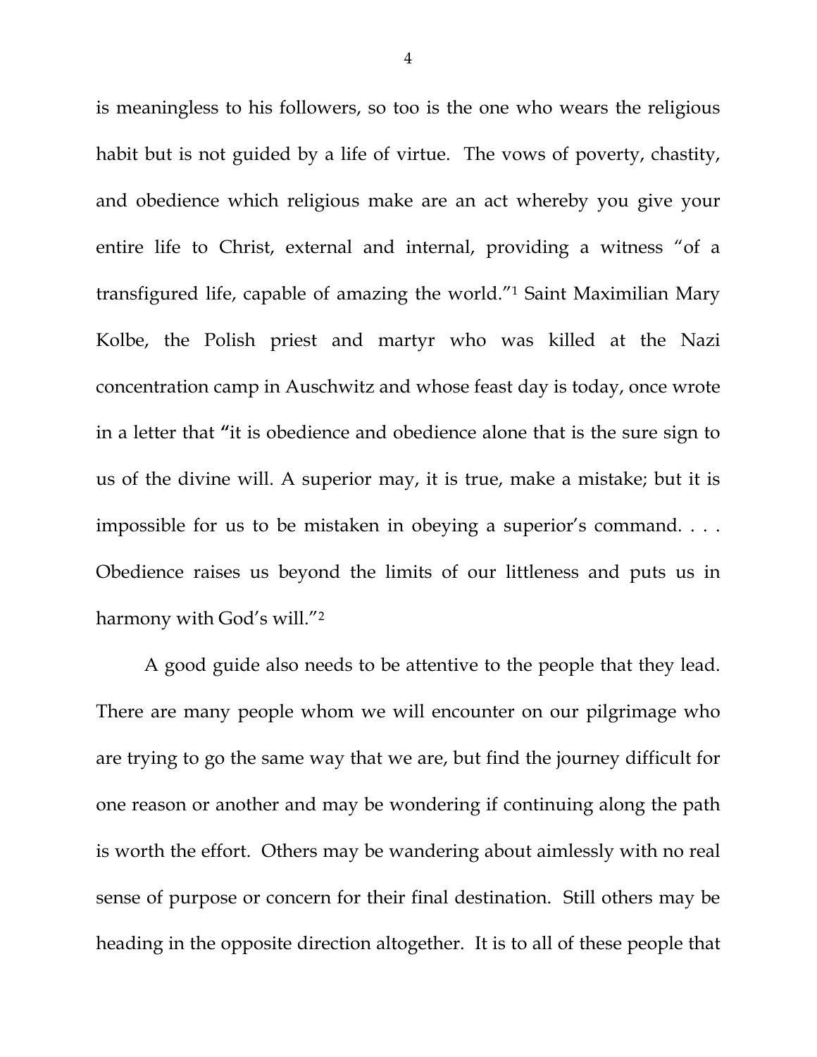is meaningless to his followers, so too is the one who wears the religious habit but is not guided by a life of virtue. The vows of poverty, chastity, and obedience which religious make are an act whereby you give your entire life to Christ, external and internal, providing a witness "of a transfigured life, capable of amazing the world."[1] Saint Maximilian Mary Kolbe, the Polish priest and martyr who was killed at the Nazi concentration camp in Auschwitz and whose feast day is today, once wrote in a letter that "it is obedience and obedience alone that is the sure sign to us of the divine will. A superior may, it is true, make a mistake; but it is impossible for us to be mistaken in obeying a superior's command. . . . Obedience raises us beyond the limits of our littleness and puts us in harmony with God's will."[2]

A good guide also needs to be attentive to the people that they lead. There are many people whom we will encounter on our pilgrimage who are trying to go the same way that we are, but find the journey difficult for one reason or another and may be wondering if continuing along the path is worth the effort. Others may be wandering about aimlessly with no real sense of purpose or concern for their final destination. Still others may be heading in the opposite direction altogether. It is to all of these people that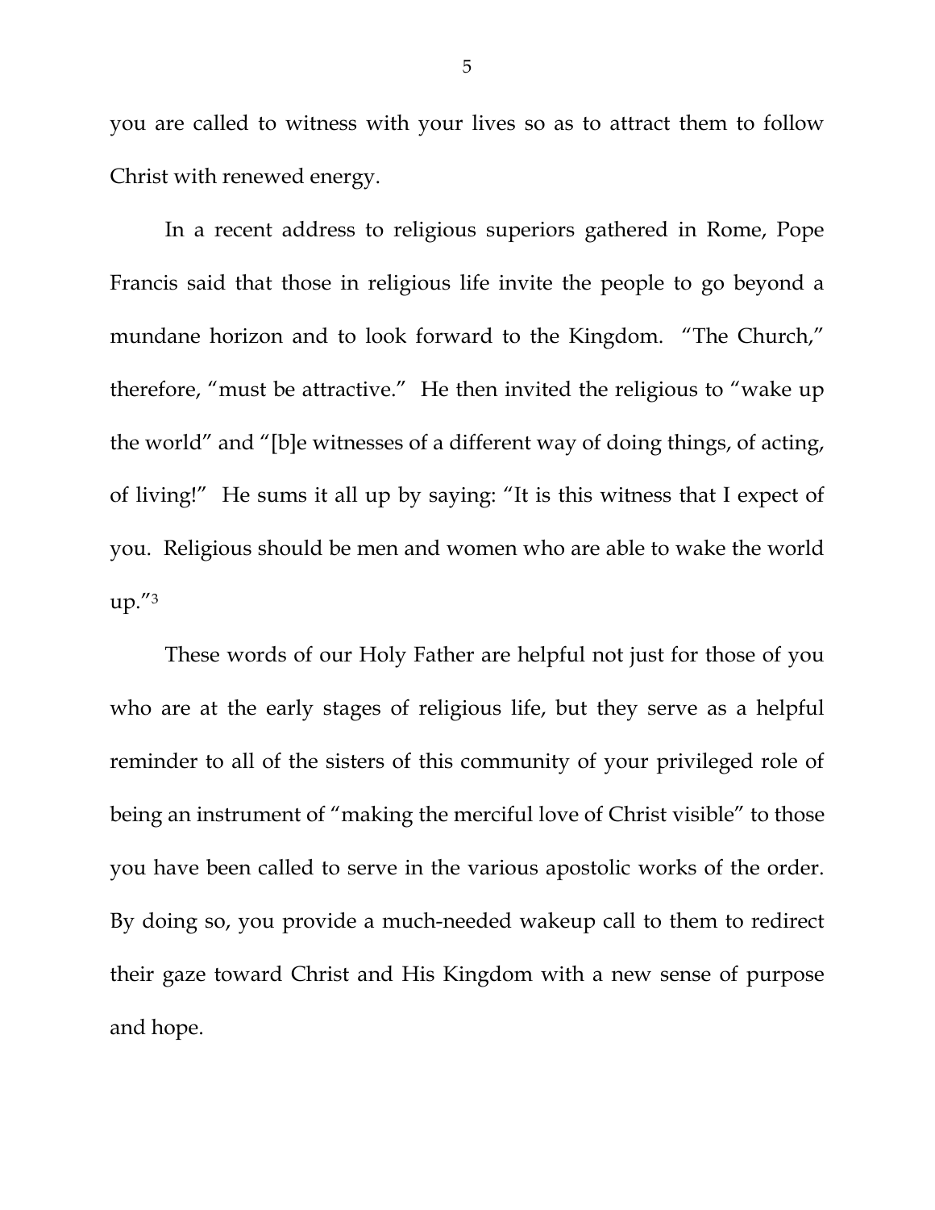you are called to witness with your lives so as to attract them to follow Christ with renewed energy.

In a recent address to religious superiors gathered in Rome, Pope Francis said that those in religious life invite the people to go beyond a mundane horizon and to look forward to the Kingdom. "The Church," therefore, "must be attractive." He then invited the religious to "wake up the world" and "[b]e witnesses of a different way of doing things, of acting, of living!" He sums it all up by saying: "It is this witness that I expect of you. Religious should be men and women who are able to wake the world up."[3]

These words of our Holy Father are helpful not just for those of you who are at the early stages of religious life, but they serve as a helpful reminder to all of the sisters of this community of your privileged role of being an instrument of "making the merciful love of Christ visible" to those you have been called to serve in the various apostolic works of the order. By doing so, you provide a much-needed wakeup call to them to redirect their gaze toward Christ and His Kingdom with a new sense of purpose and hope.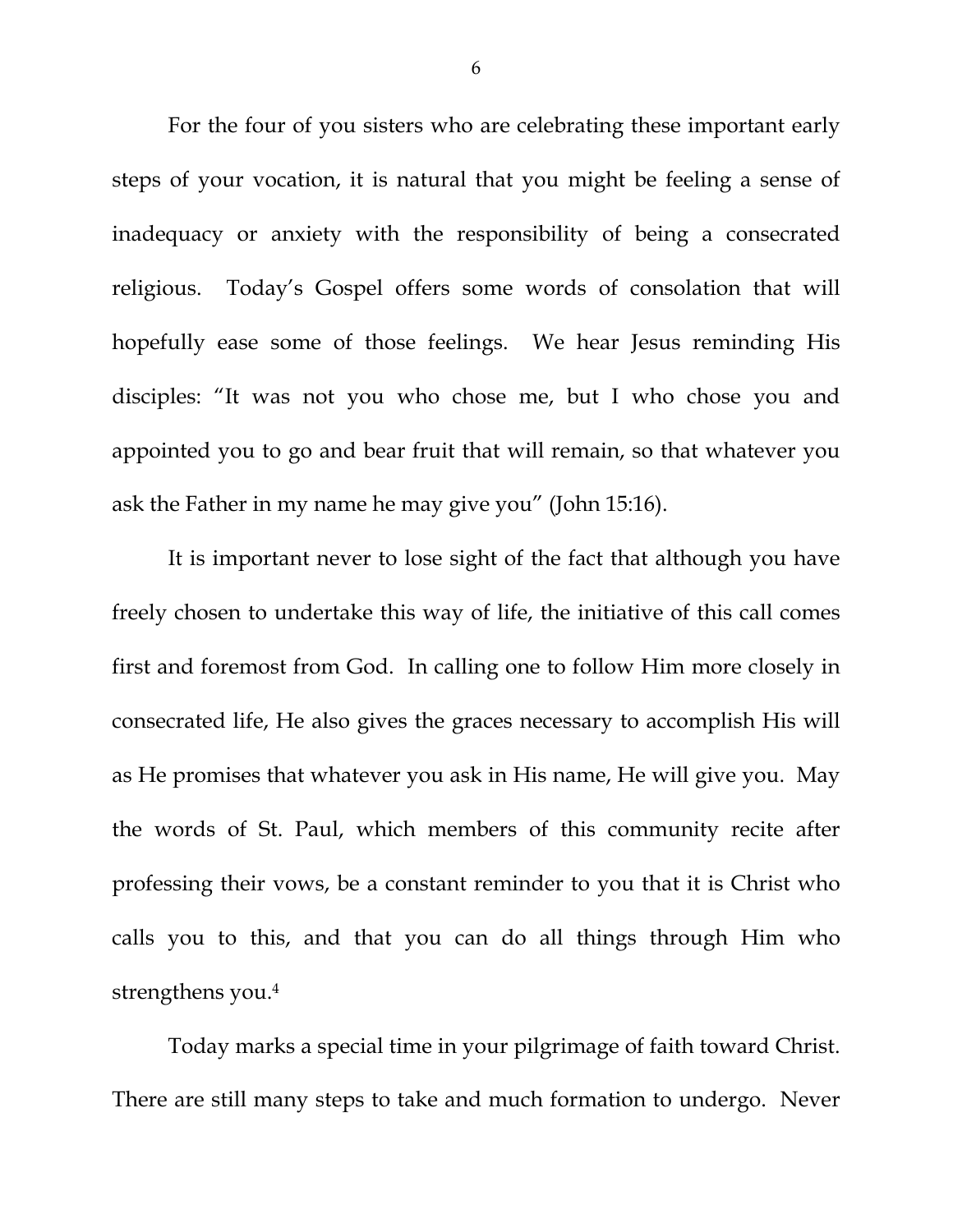For the four of you sisters who are celebrating these important early steps of your vocation, it is natural that you might be feeling a sense of inadequacy or anxiety with the responsibility of being a consecrated religious. Today's Gospel offers some words of consolation that will hopefully ease some of those feelings. We hear Jesus reminding His disciples: "It was not you who chose me, but I who chose you and appointed you to go and bear fruit that will remain, so that whatever you ask the Father in my name he may give you" (John 15:16).

It is important never to lose sight of the fact that although you have freely chosen to undertake this way of life, the initiative of this call comes first and foremost from God. In calling one to follow Him more closely in consecrated life, He also gives the graces necessary to accomplish His will as He promises that whatever you ask in His name, He will give you. May the words of St. Paul, which members of this community recite after professing their vows, be a constant reminder to you that it is Christ who calls you to this, and that you can do all things through Him who strengthens you.[4]

Today marks a special time in your pilgrimage of faith toward Christ. There are still many steps to take and much formation to undergo. Never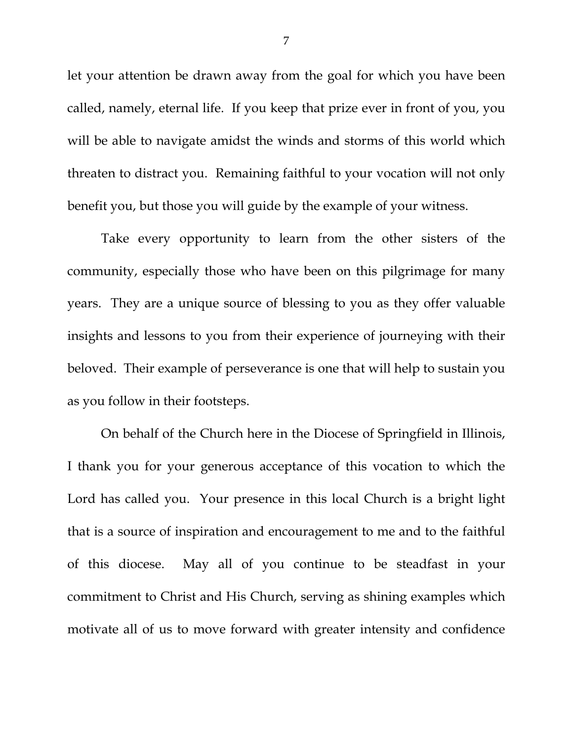let your attention be drawn away from the goal for which you have been called, namely, eternal life. If you keep that prize ever in front of you, you will be able to navigate amidst the winds and storms of this world which threaten to distract you. Remaining faithful to your vocation will not only benefit you, but those you will guide by the example of your witness.

Take every opportunity to learn from the other sisters of the community, especially those who have been on this pilgrimage for many years. They are a unique source of blessing to you as they offer valuable insights and lessons to you from their experience of journeying with their beloved. Their example of perseverance is one that will help to sustain you as you follow in their footsteps.

On behalf of the Church here in the Diocese of Springfield in Illinois, I thank you for your generous acceptance of this vocation to which the Lord has called you. Your presence in this local Church is a bright light that is a source of inspiration and encouragement to me and to the faithful of this diocese. May all of you continue to be steadfast in your commitment to Christ and His Church, serving as shining examples which motivate all of us to move forward with greater intensity and confidence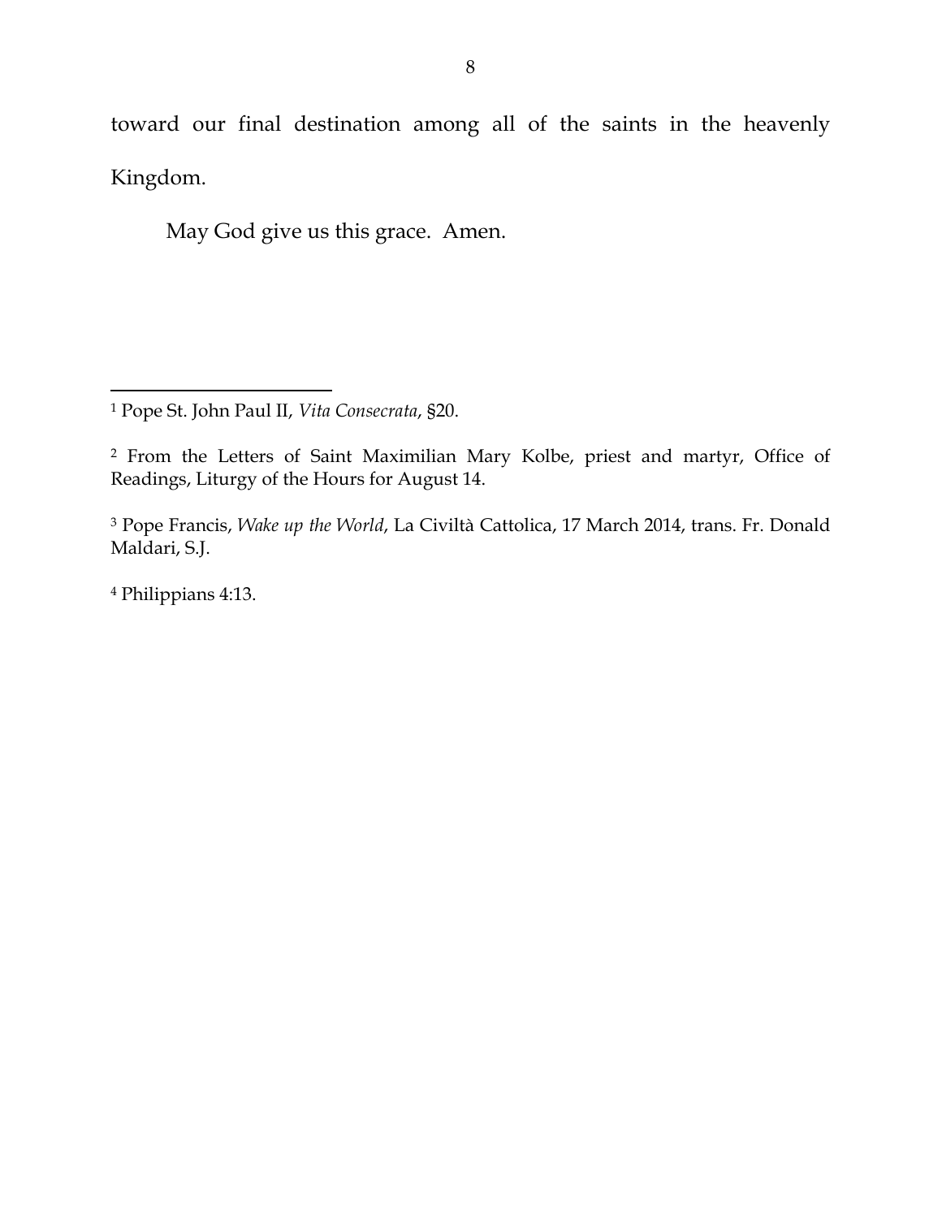toward our final destination among all of the saints in the heavenly Kingdom.

May God give us this grace. Amen.

---

[1] Pope St. John Paul II, *Vita Consecrata*, §20.

[2] From the Letters of Saint Maximilian Mary Kolbe, priest and martyr, Office of Readings, Liturgy of the Hours for August 14.

[3] Pope Francis, *Wake up the World*, La Civiltà Cattolica, 17 March 2014, trans. Fr. Donald Maldari, S.J.

[4] Philippians 4:13.